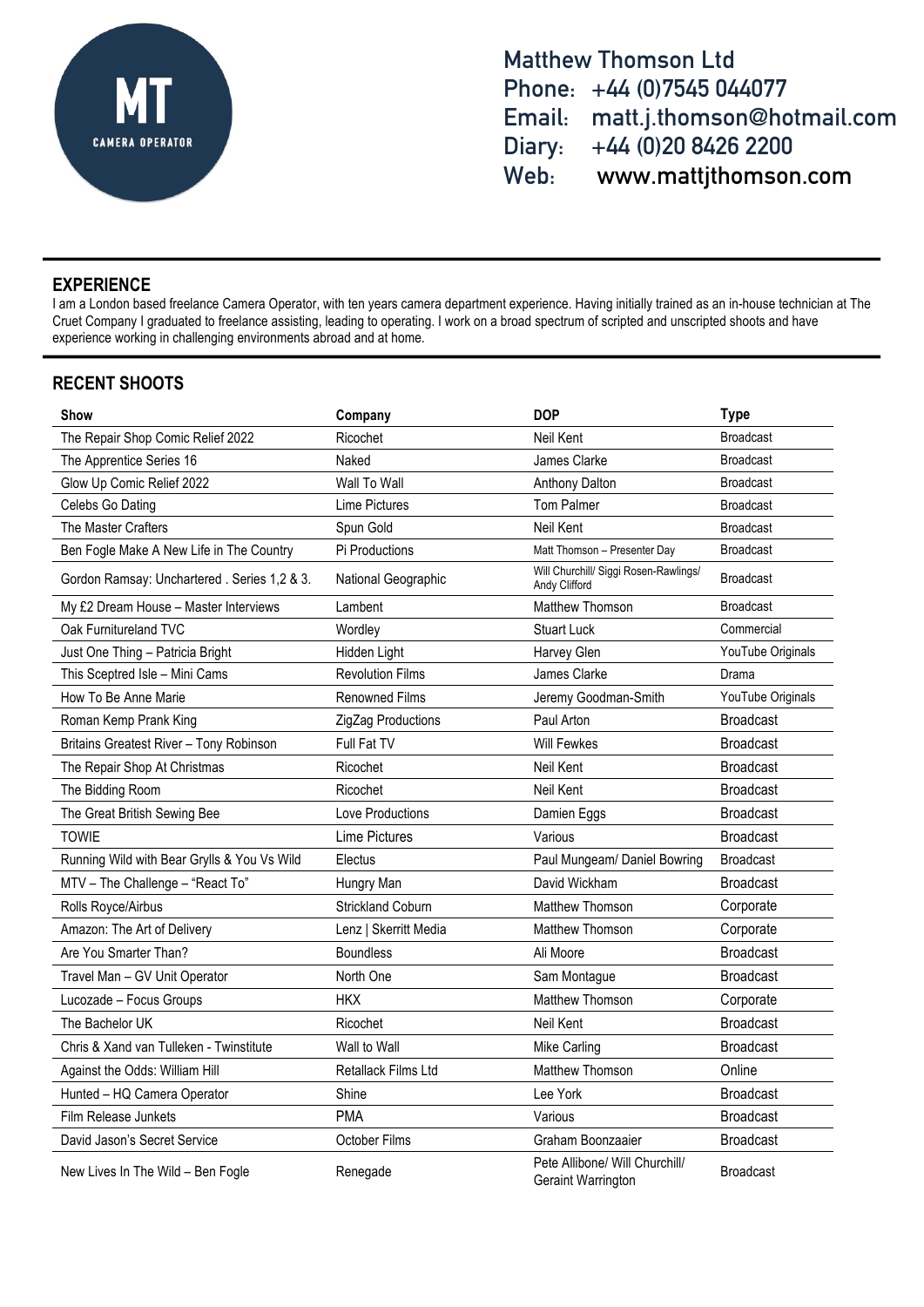MT
CAMERA OPERATOR

**Matthew Thomson Ltd**
**Phone:** +44 (0)7545 044077
**Email:** matt.j.thomson@hotmail.com
**Diary:** +44 (0)20 8426 2200
**Web:** www.mattjthomson.com

## EXPERIENCE

I am a London based freelance Camera Operator, with ten years camera department experience. Having initially trained as an in-house technician at The Cruet Company I graduated to freelance assisting, leading to operating. I work on a broad spectrum of scripted and unscripted shoots and have experience working in challenging environments abroad and at home.

## RECENT SHOOTS

| Show | Company | DOP | Type |
|---|---|---|---|
| The Repair Shop Comic Relief 2022 | Ricochet | Neil Kent | Broadcast |
| The Apprentice Series 16 | Naked | James Clarke | Broadcast |
| Glow Up Comic Relief 2022 | Wall To Wall | Anthony Dalton | Broadcast |
| Celebs Go Dating | Lime Pictures | Tom Palmer | Broadcast |
| The Master Crafters | Spun Gold | Neil Kent | Broadcast |
| Ben Fogle Make A New Life in The Country | Pi Productions | Matt Thomson – Presenter Day | Broadcast |
| Gordon Ramsay: Unchartered . Series 1,2 & 3. | National Geographic | Will Churchill/ Siggi Rosen-Rawlings/ Andy Clifford | Broadcast |
| My £2 Dream House – Master Interviews | Lambent | Matthew Thomson | Broadcast |
| Oak Furnitureland TVC | Wordley | Stuart Luck | Commercial |
| Just One Thing – Patricia Bright | Hidden Light | Harvey Glen | YouTube Originals |
| This Sceptred Isle – Mini Cams | Revolution Films | James Clarke | Drama |
| How To Be Anne Marie | Renowned Films | Jeremy Goodman-Smith | YouTube Originals |
| Roman Kemp Prank King | ZigZag Productions | Paul Arton | Broadcast |
| Britains Greatest River – Tony Robinson | Full Fat TV | Will Fewkes | Broadcast |
| The Repair Shop At Christmas | Ricochet | Neil Kent | Broadcast |
| The Bidding Room | Ricochet | Neil Kent | Broadcast |
| The Great British Sewing Bee | Love Productions | Damien Eggs | Broadcast |
| TOWIE | Lime Pictures | Various | Broadcast |
| Running Wild with Bear Grylls & You Vs Wild | Electus | Paul Mungeam/ Daniel Bowring | Broadcast |
| MTV – The Challenge – "React To" | Hungry Man | David Wickham | Broadcast |
| Rolls Royce/Airbus | Strickland Coburn | Matthew Thomson | Corporate |
| Amazon: The Art of Delivery | Lenz \| Skerritt Media | Matthew Thomson | Corporate |
| Are You Smarter Than? | Boundless | Ali Moore | Broadcast |
| Travel Man – GV Unit Operator | North One | Sam Montague | Broadcast |
| Lucozade – Focus Groups | HKX | Matthew Thomson | Corporate |
| The Bachelor UK | Ricochet | Neil Kent | Broadcast |
| Chris & Xand van Tulleken - Twinstitute | Wall to Wall | Mike Carling | Broadcast |
| Against the Odds: William Hill | Retallack Films Ltd | Matthew Thomson | Online |
| Hunted – HQ Camera Operator | Shine | Lee York | Broadcast |
| Film Release Junkets | PMA | Various | Broadcast |
| David Jason's Secret Service | October Films | Graham Boonzaaier | Broadcast |
| New Lives In The Wild – Ben Fogle | Renegade | Pete Allibone/ Will Churchill/ Geraint Warrington | Broadcast |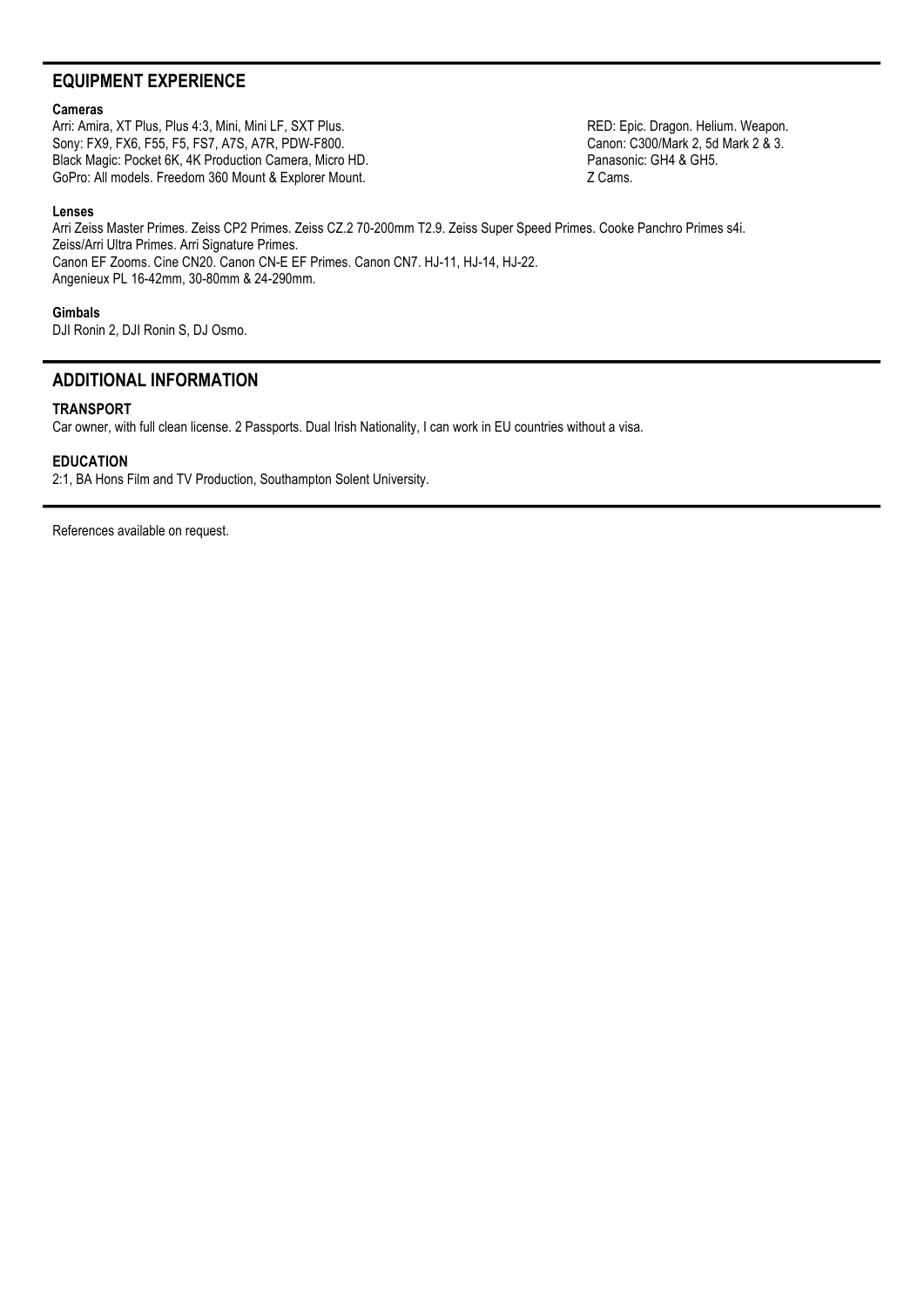## EQUIPMENT EXPERIENCE

**Cameras**

Arri: Amira, XT Plus, Plus 4:3, Mini, Mini LF, SXT Plus.
Sony: FX9, FX6, F55, F5, FS7, A7S, A7R, PDW-F800.
Black Magic: Pocket 6K, 4K Production Camera, Micro HD.
GoPro: All models. Freedom 360 Mount & Explorer Mount.
RED: Epic. Dragon. Helium. Weapon.
Canon: C300/Mark 2, 5d Mark 2 & 3.
Panasonic: GH4 & GH5.
Z Cams.

**Lenses**

Arri Zeiss Master Primes. Zeiss CP2 Primes. Zeiss CZ.2 70-200mm T2.9. Zeiss Super Speed Primes. Cooke Panchro Primes s4i.
Zeiss/Arri Ultra Primes. Arri Signature Primes.
Canon EF Zooms. Cine CN20. Canon CN-E EF Primes. Canon CN7. HJ-11, HJ-14, HJ-22.
Angenieux PL 16-42mm, 30-80mm & 24-290mm.

**Gimbals**

DJI Ronin 2, DJI Ronin S, DJ Osmo.

## ADDITIONAL INFORMATION

**TRANSPORT**

Car owner, with full clean license. 2 Passports. Dual Irish Nationality, I can work in EU countries without a visa.

**EDUCATION**

2:1, BA Hons Film and TV Production, Southampton Solent University.

References available on request.